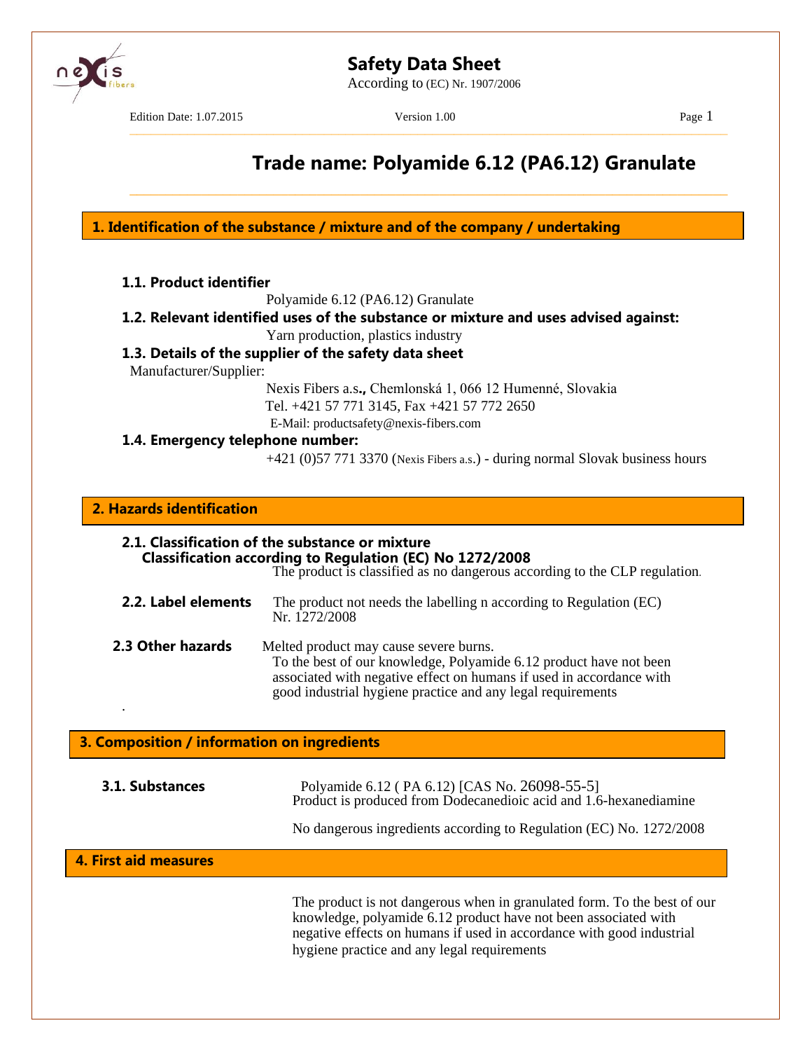# Safety Data Sheet

According to (EC) Nr. 1907/2006

Edition Date: 1.07.2015 Version 1.00

## Trade name: Polyamide 6.12 (PA6.12) Granulate

## 1. Identification of the substance / mixture and of the company / undertaking

### 1.1. Product identifier

Polyamide 6.12 (PA6.12) Granulate

### 1.2. Relevant identified uses of the substance or mixture and uses advised against:

Yarn production, plastics industry

### 1.3. Details of the supplier of the safety data sheet

Manufacturer/Supplier:

Nexis Fibers a.s**.,** Chemlonská 1, 066 12 Humenné, Slovakia
Tel. +421 57 771 3145, Fax +421 57 772 2650
E-Mail: productsafety@nexis-fibers.com

### 1.4. Emergency telephone number:

+421 (0)57 771 3370 (Nexis Fibers a.s.) - during normal Slovak business hours

## 2. Hazards identification

### 2.1. Classification of the substance or mixture

**Classification according to Regulation (EC) No 1272/2008**

The product is classified as no dangerous according to the CLP regulation.

**2.2. Label elements**

The product not needs the labelling n according to Regulation (EC) Nr. 1272/2008

**2.3 Other hazards**

Melted product may cause severe burns.
To the best of our knowledge, Polyamide 6.12 product have not been associated with negative effect on humans if used in accordance with good industrial hygiene practice and any legal requirements

.

## 3. Composition / information on ingredients

**3.1. Substances**

Polyamide 6.12 ( PA 6.12) [CAS No. 26098-55-5]
Product is produced from Dodecanedioic acid and 1.6-hexanediamine

No dangerous ingredients according to Regulation (EC) No. 1272/2008

## 4. First aid measures

The product is not dangerous when in granulated form. To the best of our knowledge, polyamide 6.12 product have not been associated with negative effects on humans if used in accordance with good industrial hygiene practice and any legal requirements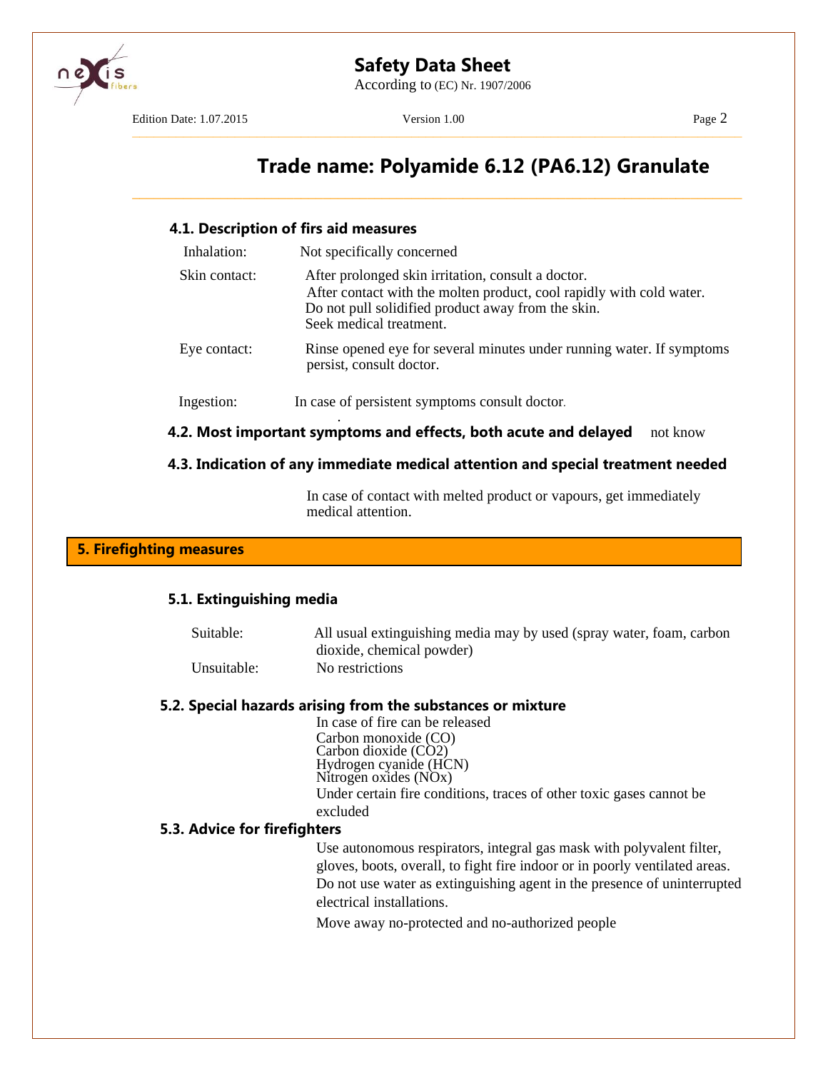## Trade name: Polyamide 6.12 (PA6.12) Granulate

### 4.1. Description of firs aid measures

| | |
|---|---|
| Inhalation: | Not specifically concerned |
| Skin contact: | After prolonged skin irritation, consult a doctor. After contact with the molten product, cool rapidly with cold water. Do not pull solidified product away from the skin. Seek medical treatment. |
| Eye contact: | Rinse opened eye for several minutes under running water. If symptoms persist, consult doctor. |
| Ingestion: | In case of persistent symptoms consult doctor. |

### 4.2. Most important symptoms and effects, both acute and delayed

not know

### 4.3. Indication of any immediate medical attention and special treatment needed

In case of contact with melted product or vapours, get immediately medical attention.

## 5. Firefighting measures

### 5.1. Extinguishing media

| | |
|---|---|
| Suitable: | All usual extinguishing media may by used (spray water, foam, carbon dioxide, chemical powder) |
| Unsuitable: | No restrictions |

### 5.2. Special hazards arising from the substances or mixture

In case of fire can be released
Carbon monoxide (CO)
Carbon dioxide ($CO_2$)
Hydrogen cyanide (HCN)
Nitrogen oxides (NOx)
Under certain fire conditions, traces of other toxic gases cannot be excluded

### 5.3. Advice for firefighters

Use autonomous respirators, integral gas mask with polyvalent filter, gloves, boots, overall, to fight fire indoor or in poorly ventilated areas. Do not use water as extinguishing agent in the presence of uninterrupted electrical installations.

Move away no-protected and no-authorized people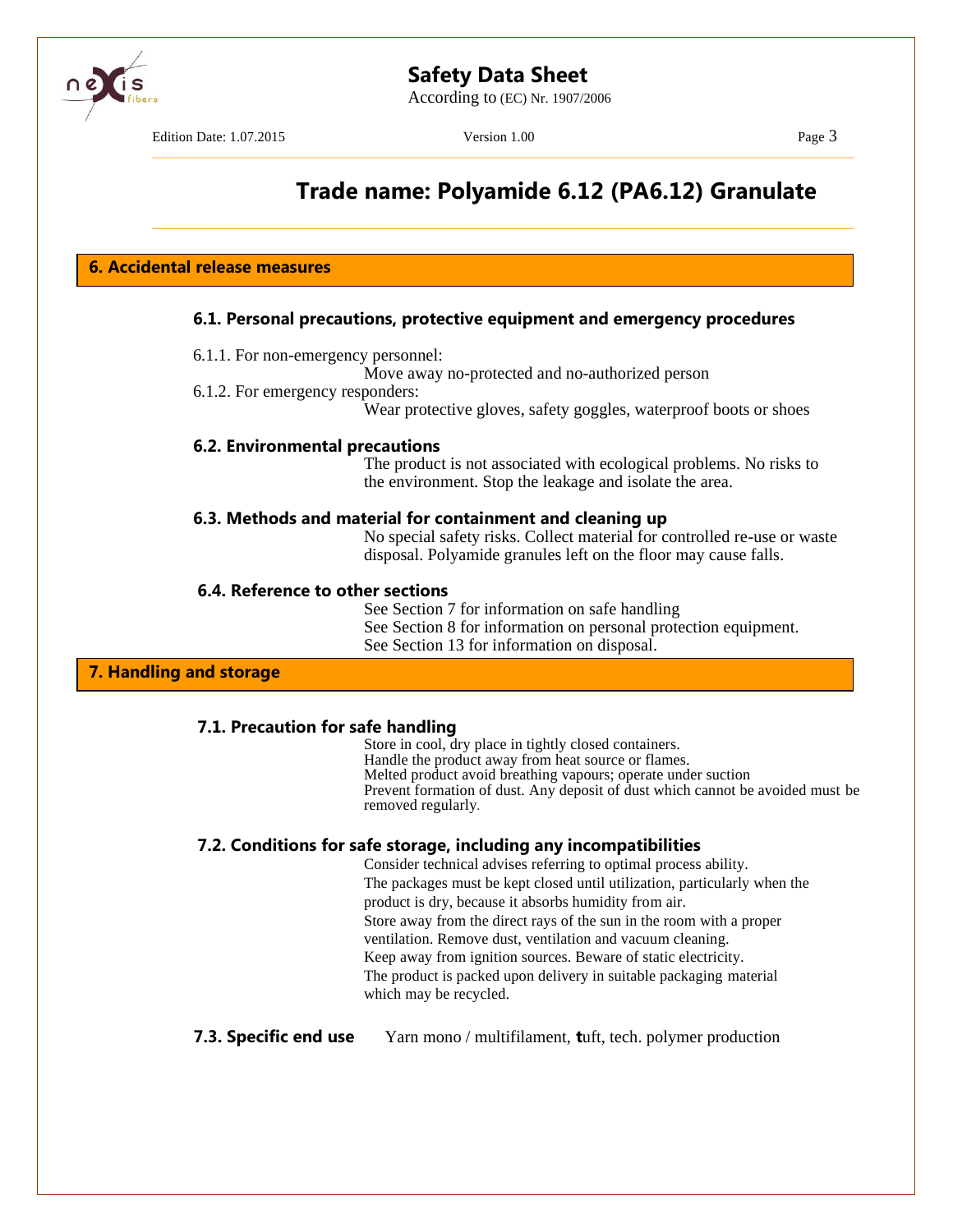## Trade name: Polyamide 6.12 (PA6.12) Granulate

## 6. Accidental release measures

### 6.1. Personal precautions, protective equipment and emergency procedures

6.1.1. For non-emergency personnel:

Move away no-protected and no-authorized person

6.1.2. For emergency responders:

Wear protective gloves, safety goggles, waterproof boots or shoes

### 6.2. Environmental precautions

The product is not associated with ecological problems. No risks to the environment. Stop the leakage and isolate the area.

### 6.3. Methods and material for containment and cleaning up

No special safety risks. Collect material for controlled re-use or waste disposal. Polyamide granules left on the floor may cause falls.

### 6.4. Reference to other sections

See Section 7 for information on safe handling
See Section 8 for information on personal protection equipment.
See Section 13 for information on disposal.

## 7. Handling and storage

### 7.1. Precaution for safe handling

Store in cool, dry place in tightly closed containers.
Handle the product away from heat source or flames.
Melted product avoid breathing vapours; operate under suction
Prevent formation of dust. Any deposit of dust which cannot be avoided must be removed regularly.

### 7.2. Conditions for safe storage, including any incompatibilities

Consider technical advises referring to optimal process ability.
The packages must be kept closed until utilization, particularly when the product is dry, because it absorbs humidity from air.
Store away from the direct rays of the sun in the room with a proper ventilation. Remove dust, ventilation and vacuum cleaning.
Keep away from ignition sources. Beware of static electricity.
The product is packed upon delivery in suitable packaging material which may be recycled.

### 7.3. Specific end use

Yarn mono / multifilament, tuft, tech. polymer production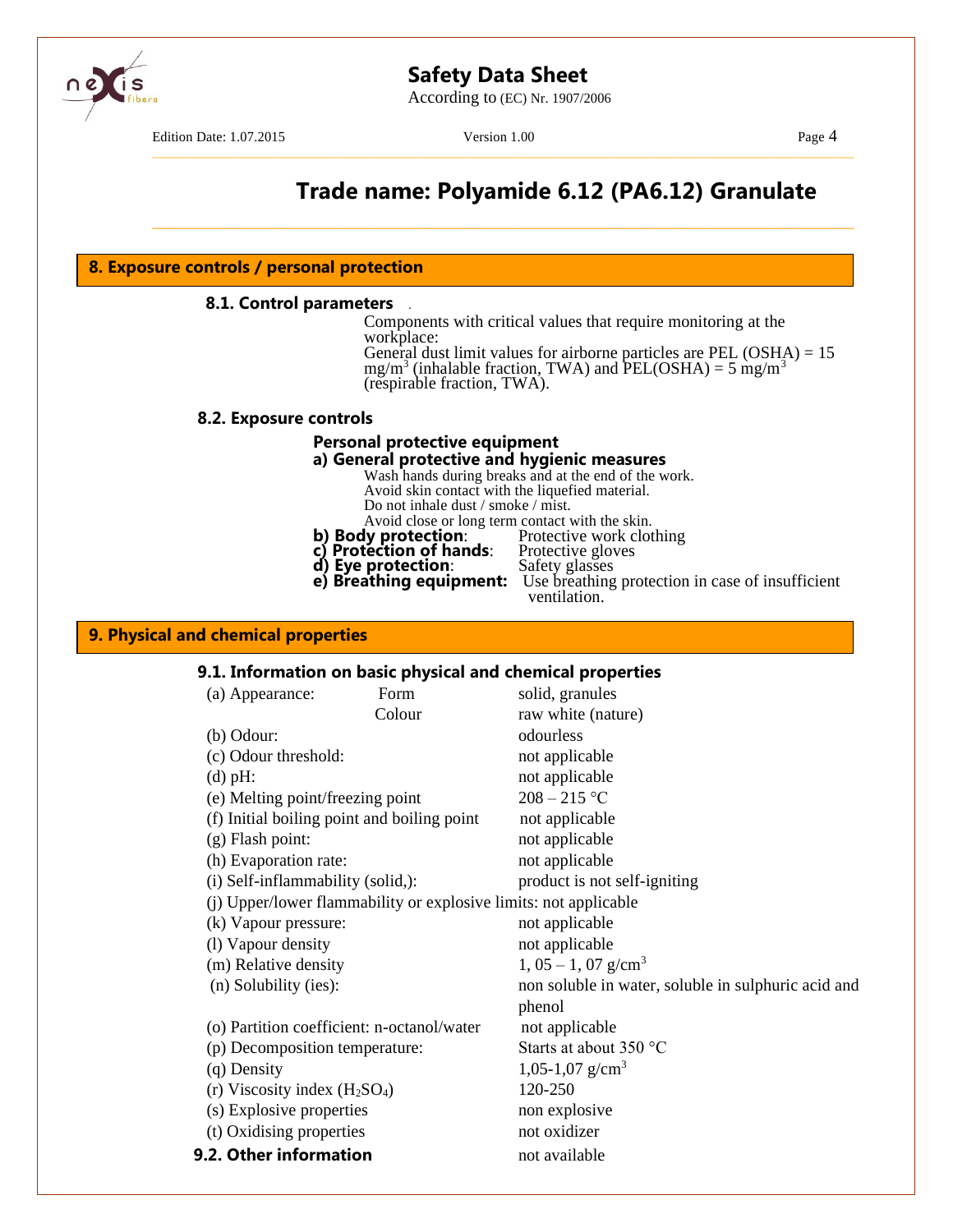## 8. Exposure controls / personal protection

### 8.1. Control parameters

Components with critical values that require monitoring at the workplace:
General dust limit values for airborne particles are PEL (OSHA) = 15 $mg/m^3$ (inhalable fraction, TWA) and PEL(OSHA) = 5 $mg/m^3$ (respirable fraction, TWA).

### 8.2. Exposure controls

**Personal protective equipment**

**a) General protective and hygienic measures**

Wash hands during breaks and at the end of the work.
Avoid skin contact with the liquefied material.
Do not inhale dust / smoke / mist.
Avoid close or long term contact with the skin.

**b) Body protection**: Protective work clothing
**c) Protection of hands**: Protective gloves
**d) Eye protection**: Safety glasses
**e) Breathing equipment:** Use breathing protection in case of insufficient ventilation.

## 9. Physical and chemical properties

### 9.1. Information on basic physical and chemical properties

| Property | | Value |
|---|---|---|
| (a) Appearance: | Form | solid, granules |
| | Colour | raw white (nature) |
| (b) Odour: | | odourless |
| (c) Odour threshold: | | not applicable |
| (d) pH: | | not applicable |
| (e) Melting point/freezing point | | 208 – 215 °C |
| (f) Initial boiling point and boiling point | | not applicable |
| (g) Flash point: | | not applicable |
| (h) Evaporation rate: | | not applicable |
| (i) Self-inflammability (solid,): | | product is not self-igniting |
| (j) Upper/lower flammability or explosive limits: | | not applicable |
| (k) Vapour pressure: | | not applicable |
| (l) Vapour density | | not applicable |
| (m) Relative density | | 1, 05 – 1, 07 $g/cm^3$ |
| (n) Solubility (ies): | | non soluble in water, soluble in sulphuric acid and phenol |
| (o) Partition coefficient: n-octanol/water | | not applicable |
| (p) Decomposition temperature: | | Starts at about 350 °C |
| (q) Density | | 1,05-1,07 $g/cm^3$ |
| (r) Viscosity index ($H_2SO_4$) | | 120-250 |
| (s) Explosive properties | | non explosive |
| (t) Oxidising properties | | not oxidizer |

### 9.2. Other information

not available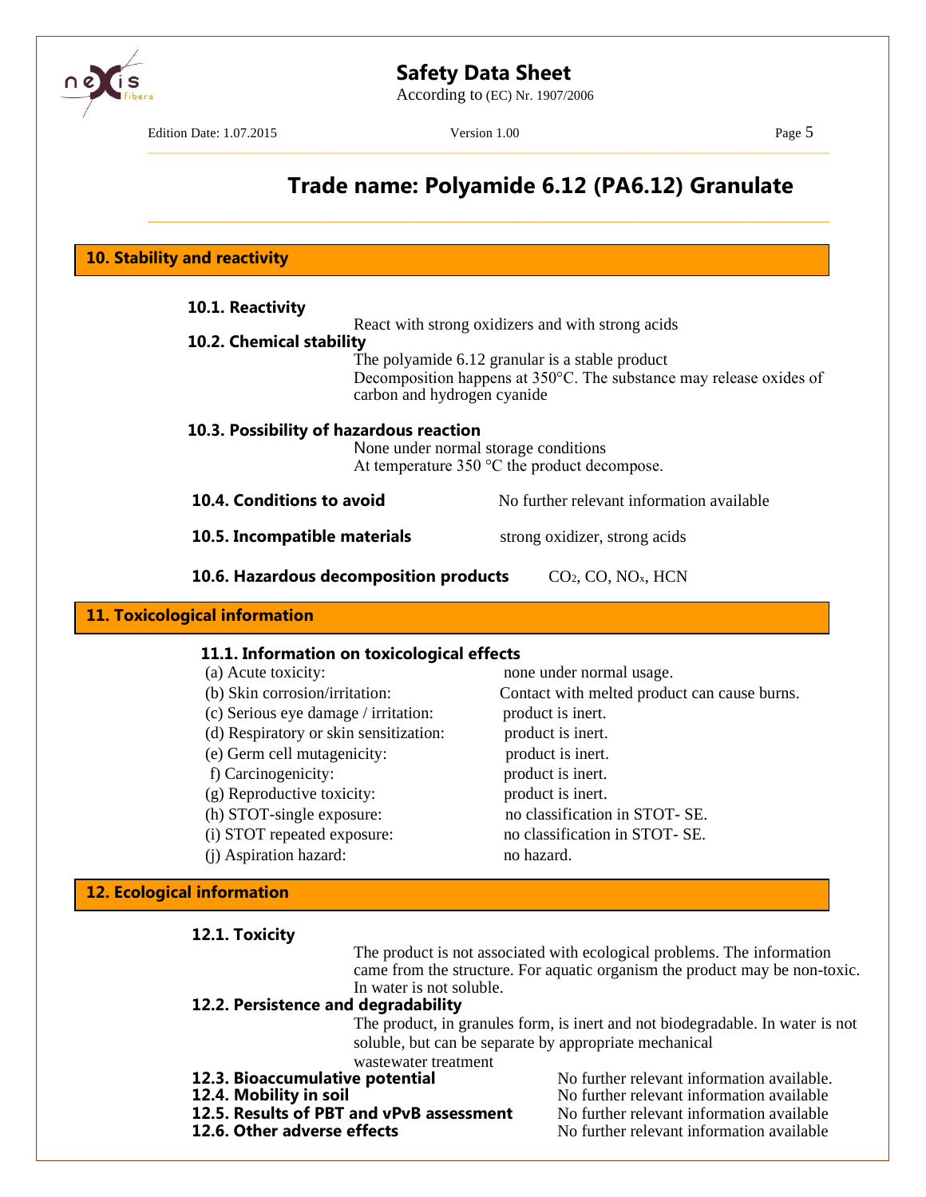## 10. Stability and reactivity

### 10.1. Reactivity

React with strong oxidizers and with strong acids

### 10.2. Chemical stability

The polyamide 6.12 granular is a stable product
Decomposition happens at 350°C. The substance may release oxides of carbon and hydrogen cyanide

### 10.3. Possibility of hazardous reaction

None under normal storage conditions
At temperature 350 °C the product decompose.

### 10.4. Conditions to avoid

No further relevant information available

### 10.5. Incompatible materials

strong oxidizer, strong acids

### 10.6. Hazardous decomposition products

$CO_2$, CO, $NO_x$, HCN

## 11. Toxicological information

### 11.1. Information on toxicological effects

| | |
|---|---|
| (a) Acute toxicity: | none under normal usage. |
| (b) Skin corrosion/irritation: | Contact with melted product can cause burns. |
| (c) Serious eye damage / irritation: | product is inert. |
| (d) Respiratory or skin sensitization: | product is inert. |
| (e) Germ cell mutagenicity: | product is inert. |
| f) Carcinogenicity: | product is inert. |
| (g) Reproductive toxicity: | product is inert. |
| (h) STOT-single exposure: | no classification in STOT- SE. |
| (i) STOT repeated exposure: | no classification in STOT- SE. |
| (j) Aspiration hazard: | no hazard. |

## 12. Ecological information

### 12.1. Toxicity

The product is not associated with ecological problems. The information came from the structure. For aquatic organism the product may be non-toxic. In water is not soluble.

### 12.2. Persistence and degradability

The product, in granules form, is inert and not biodegradable. In water is not soluble, but can be separate by appropriate mechanical wastewater treatment

| | |
|---|---|
| **12.3. Bioaccumulative potential** | No further relevant information available. |
| **12.4. Mobility in soil** | No further relevant information available |
| **12.5. Results of PBT and vPvB assessment** | No further relevant information available |
| **12.6. Other adverse effects** | No further relevant information available |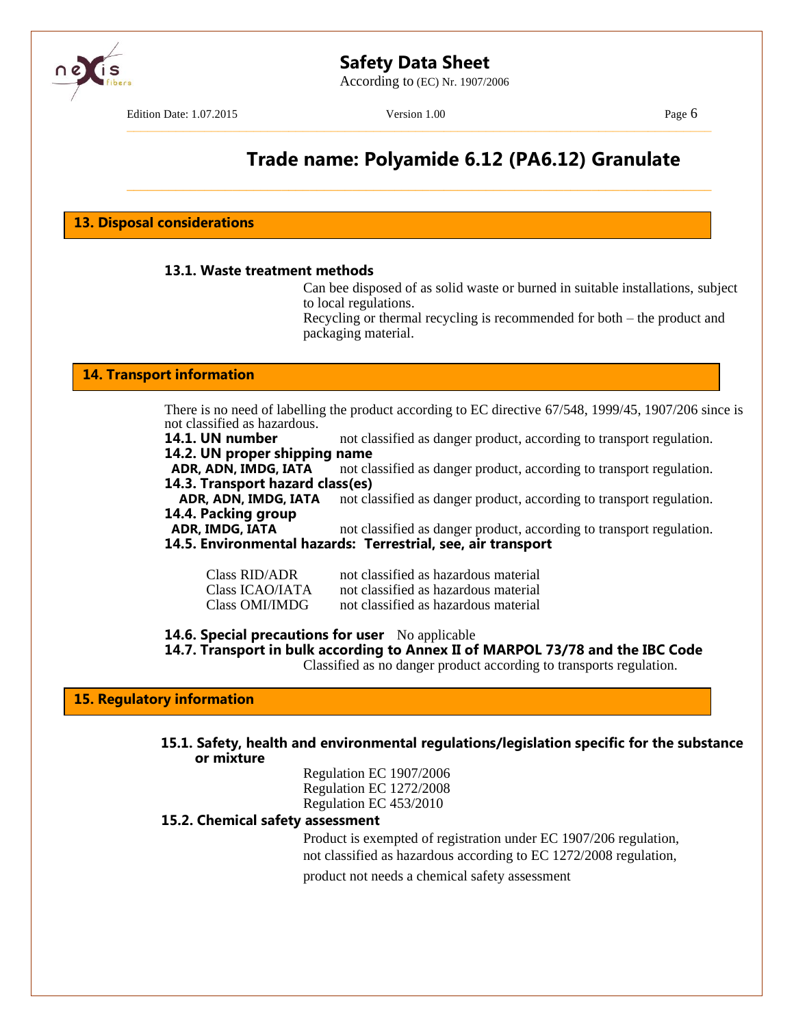## 13. Disposal considerations

### 13.1. Waste treatment methods

Can bee disposed of as solid waste or burned in suitable installations, subject to local regulations.
Recycling or thermal recycling is recommended for both – the product and packaging material.

## 14. Transport information

There is no need of labelling the product according to EC directive 67/548, 1999/45, 1907/206 since is not classified as hazardous.

**14.1. UN number** not classified as danger product, according to transport regulation.

**14.2. UN proper shipping name**

**ADR, ADN, IMDG, IATA** not classified as danger product, according to transport regulation.

**14.3. Transport hazard class(es)**

**ADR, ADN, IMDG, IATA** not classified as danger product, according to transport regulation.

**14.4. Packing group**

**ADR, IMDG, IATA** not classified as danger product, according to transport regulation.

**14.5. Environmental hazards: Terrestrial, see, air transport**

| | |
|---|---|
| Class RID/ADR | not classified as hazardous material |
| Class ICAO/IATA | not classified as hazardous material |
| Class OMI/IMDG | not classified as hazardous material |

**14.6. Special precautions for user** No applicable

**14.7. Transport in bulk according to Annex II of MARPOL 73/78 and the IBC Code**

Classified as no danger product according to transports regulation.

## 15. Regulatory information

### 15.1. Safety, health and environmental regulations/legislation specific for the substance or mixture

Regulation EC 1907/2006
Regulation EC 1272/2008
Regulation EC 453/2010

### 15.2. Chemical safety assessment

Product is exempted of registration under EC 1907/206 regulation, not classified as hazardous according to EC 1272/2008 regulation, product not needs a chemical safety assessment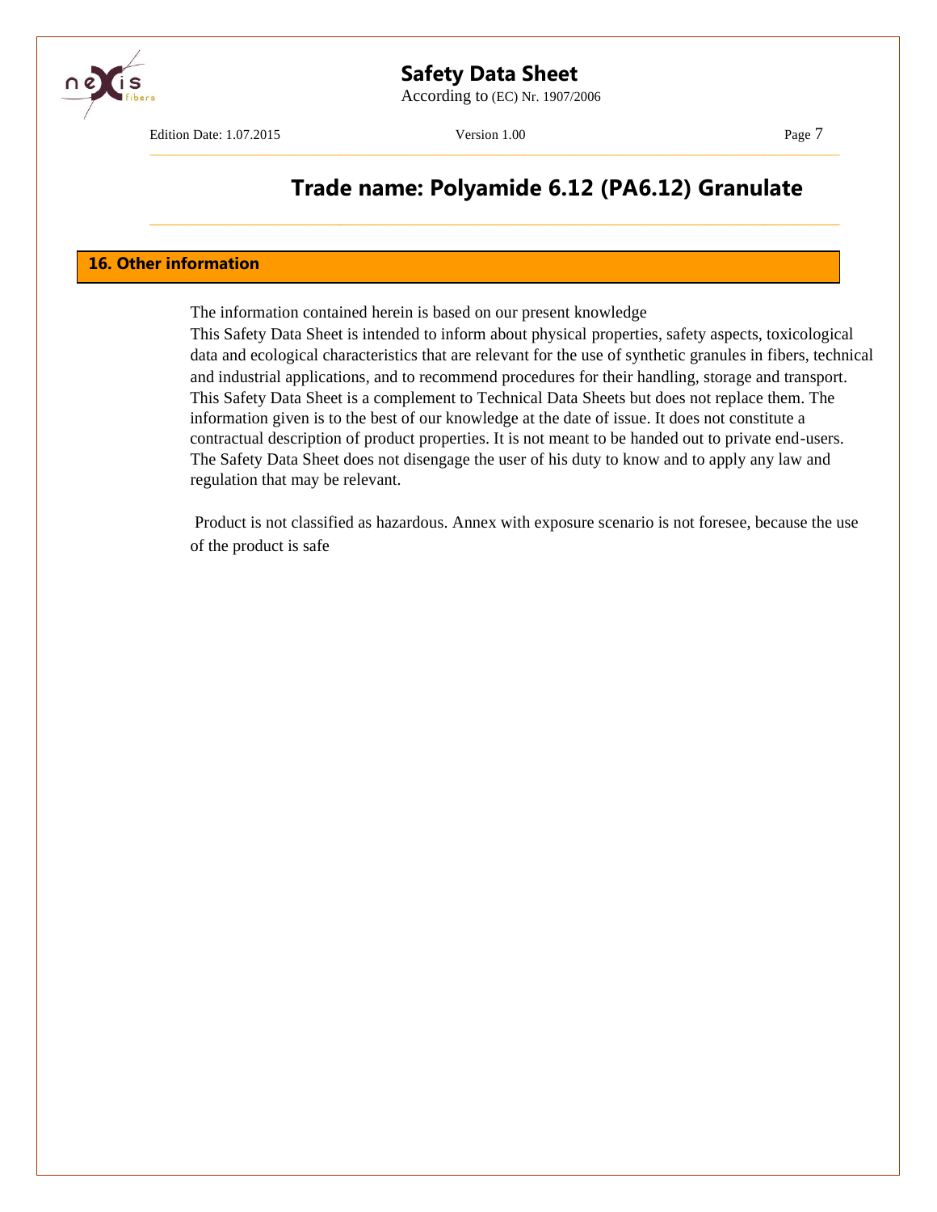## 16. Other information

The information contained herein is based on our present knowledge
This Safety Data Sheet is intended to inform about physical properties, safety aspects, toxicological data and ecological characteristics that are relevant for the use of synthetic granules in fibers, technical and industrial applications, and to recommend procedures for their handling, storage and transport. This Safety Data Sheet is a complement to Technical Data Sheets but does not replace them. The information given is to the best of our knowledge at the date of issue. It does not constitute a contractual description of product properties. It is not meant to be handed out to private end-users. The Safety Data Sheet does not disengage the user of his duty to know and to apply any law and regulation that may be relevant.

Product is not classified as hazardous. Annex with exposure scenario is not foresee, because the use of the product is safe